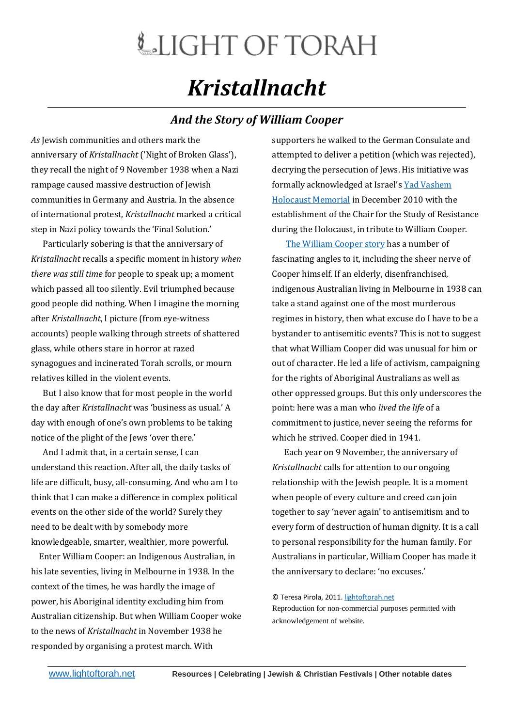# LIGHT OF TORAH

# *Kristallnacht*

## *And the Story of William Cooper*

*As* Jewish communities and others mark the anniversary of *Kristallnacht* ('Night of Broken Glass'), they recall the night of 9 November 1938 when a Nazi rampage caused massive destruction of Jewish communities in Germany and Austria. In the absence of international protest, *Kristallnacht* marked a critical step in Nazi policy towards the 'Final Solution.'

Particularly sobering is that the anniversary of *Kristallnacht* recalls a specific moment in history *when there was still time* for people to speak up; a moment which passed all too silently. Evil triumphed because good people did nothing. When I imagine the morning after *Kristallnacht*, I picture (from eye-witness accounts) people walking through streets of shattered glass, while others stare in horror at razed synagogues and incinerated Torah scrolls, or mourn relatives killed in the violent events.

But I also know that for most people in the world the day after *Kristallnacht* was 'business as usual.' A day with enough of one's own problems to be taking notice of the plight of the Jews 'over there.'

And I admit that, in a certain sense, I can understand this reaction. After all, the daily tasks of life are difficult, busy, all-consuming. And who am I to think that I can make a difference in complex political events on the other side of the world? Surely they need to be dealt with by somebody more knowledgeable, smarter, wealthier, more powerful.

Enter William Cooper: an Indigenous Australian, in his late seventies, living in Melbourne in 1938. In the context of the times, he was hardly the image of power, his Aboriginal identity excluding him from Australian citizenship. But when William Cooper woke to the news of *Kristallnacht* in November 1938 he responded by organising a protest march. With supporters he walked to the German Consulate and attempted to deliver a petition (which was rejected), decrying the persecution of Jews. His initiative was formally acknowledged at Israel's Yad Vashem Holocaust Memorial in December 2010 with the establishment of the Chair for the Study of Resistance during the Holocaust, in tribute to William Cooper.

The William Cooper story has a number of fascinating angles to it, including the sheer nerve of Cooper himself. If an elderly, disenfranchised, indigenous Australian living in Melbourne in 1938 can take a stand against one of the most murderous regimes in history, then what excuse do I have to be a bystander to antisemitic events? This is not to suggest that what William Cooper did was unusual for him or out of character. He led a life of activism, campaigning for the rights of Aboriginal Australians as well as other oppressed groups. But this only underscores the point: here was a man who *lived the life* of a commitment to justice, never seeing the reforms for which he strived. Cooper died in 1941.

Each year on 9 November, the anniversary of *Kristallnacht* calls for attention to our ongoing relationship with the Jewish people. It is a moment when people of every culture and creed can join together to say 'never again' to antisemitism and to every form of destruction of human dignity. It is a call to personal responsibility for the human family. For Australians in particular, William Cooper has made it the anniversary to declare: 'no excuses.'

© Teresa Pirola, 2011. lightoftorah.net
Reproduction for non-commercial purposes permitted with acknowledgement of website.